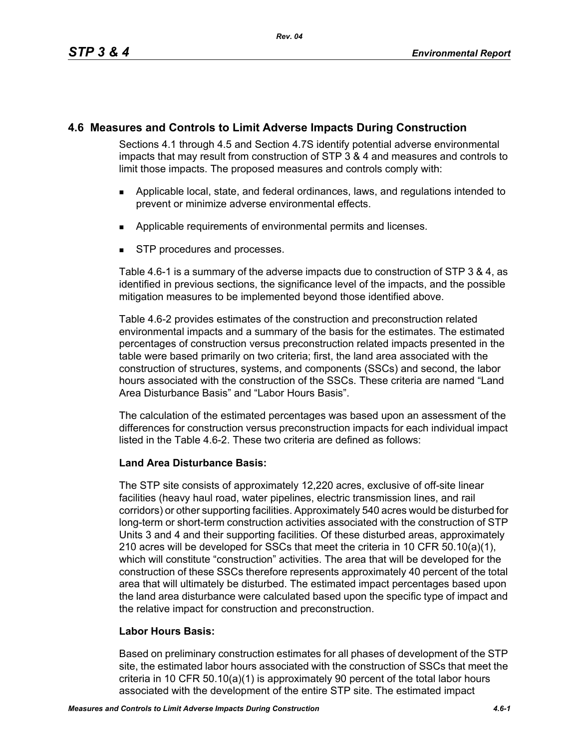## 4.6 Measures and Controls to Limit Adverse Impacts During Construction

Sections 4.1 through 4.5 and Section 4.7S identify potential adverse environmental impacts that may result from construction of STP 3 & 4 and measures and controls to limit those impacts. The proposed measures and controls comply with:

- Applicable local, state, and federal ordinances, laws, and regulations intended to prevent or minimize adverse environmental effects.
- Applicable requirements of environmental permits and licenses.
- STP procedures and processes.

Table 4.6-1 is a summary of the adverse impacts due to construction of STP 3 & 4, as identified in previous sections, the significance level of the impacts, and the possible mitigation measures to be implemented beyond those identified above.

Table 4.6-2 provides estimates of the construction and preconstruction related environmental impacts and a summary of the basis for the estimates. The estimated percentages of construction versus preconstruction related impacts presented in the table were based primarily on two criteria; first, the land area associated with the construction of structures, systems, and components (SSCs) and second, the labor hours associated with the construction of the SSCs. These criteria are named "Land Area Disturbance Basis" and "Labor Hours Basis".

The calculation of the estimated percentages was based upon an assessment of the differences for construction versus preconstruction impacts for each individual impact listed in the Table 4.6-2. These two criteria are defined as follows:

**Land Area Disturbance Basis:**

The STP site consists of approximately 12,220 acres, exclusive of off-site linear facilities (heavy haul road, water pipelines, electric transmission lines, and rail corridors) or other supporting facilities. Approximately 540 acres would be disturbed for long-term or short-term construction activities associated with the construction of STP Units 3 and 4 and their supporting facilities. Of these disturbed areas, approximately 210 acres will be developed for SSCs that meet the criteria in 10 CFR 50.10(a)(1), which will constitute "construction" activities. The area that will be developed for the construction of these SSCs therefore represents approximately 40 percent of the total area that will ultimately be disturbed. The estimated impact percentages based upon the land area disturbance were calculated based upon the specific type of impact and the relative impact for construction and preconstruction.

**Labor Hours Basis:**

Based on preliminary construction estimates for all phases of development of the STP site, the estimated labor hours associated with the construction of SSCs that meet the criteria in 10 CFR 50.10(a)(1) is approximately 90 percent of the total labor hours associated with the development of the entire STP site. The estimated impact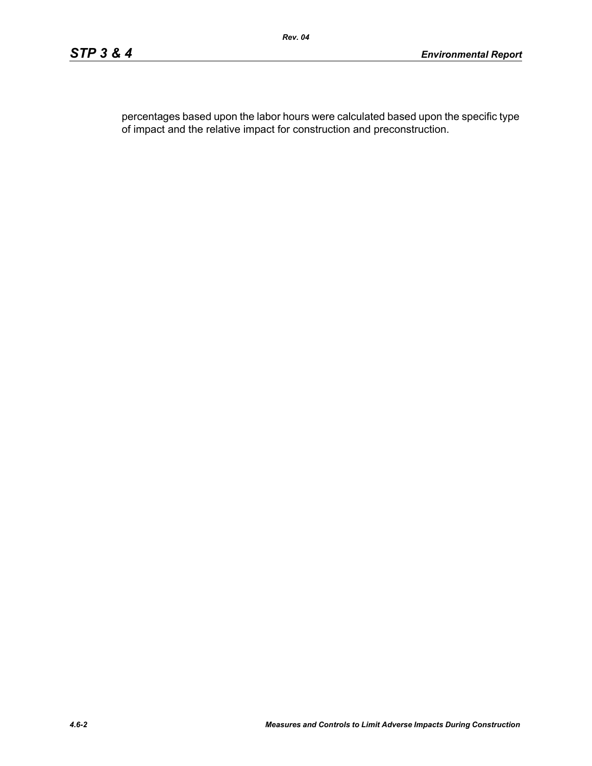percentages based upon the labor hours were calculated based upon the specific type of impact and the relative impact for construction and preconstruction.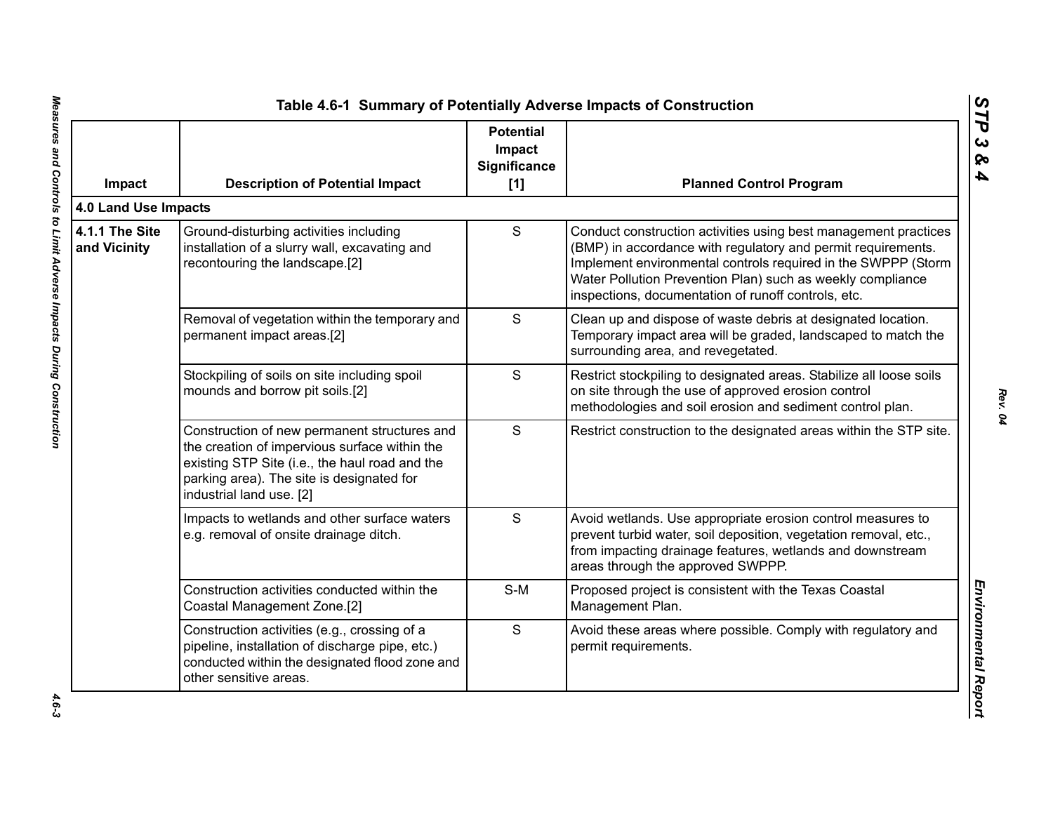## Table 4.6-1 Summary of Potentially Adverse Impacts of Construction

| Impact | Description of Potential Impact | Potential Impact Significance [1] | Planned Control Program |
|---|---|---|---|
| **4.0 Land Use Impacts** | | | |
| **4.1.1 The Site and Vicinity** | Ground-disturbing activities including installation of a slurry wall, excavating and recontouring the landscape.[2] | S | Conduct construction activities using best management practices (BMP) in accordance with regulatory and permit requirements. Implement environmental controls required in the SWPPP (Storm Water Pollution Prevention Plan) such as weekly compliance inspections, documentation of runoff controls, etc. |
| | Removal of vegetation within the temporary and permanent impact areas.[2] | S | Clean up and dispose of waste debris at designated location. Temporary impact area will be graded, landscaped to match the surrounding area, and revegetated. |
| | Stockpiling of soils on site including spoil mounds and borrow pit soils.[2] | S | Restrict stockpiling to designated areas. Stabilize all loose soils on site through the use of approved erosion control methodologies and soil erosion and sediment control plan. |
| | Construction of new permanent structures and the creation of impervious surface within the existing STP Site (i.e., the haul road and the parking area). The site is designated for industrial land use. [2] | S | Restrict construction to the designated areas within the STP site. |
| | Impacts to wetlands and other surface waters e.g. removal of onsite drainage ditch. | S | Avoid wetlands. Use appropriate erosion control measures to prevent turbid water, soil deposition, vegetation removal, etc., from impacting drainage features, wetlands and downstream areas through the approved SWPPP. |
| | Construction activities conducted within the Coastal Management Zone.[2] | S-M | Proposed project is consistent with the Texas Coastal Management Plan. |
| | Construction activities (e.g., crossing of a pipeline, installation of discharge pipe, etc.) conducted within the designated flood zone and other sensitive areas. | S | Avoid these areas where possible. Comply with regulatory and permit requirements. |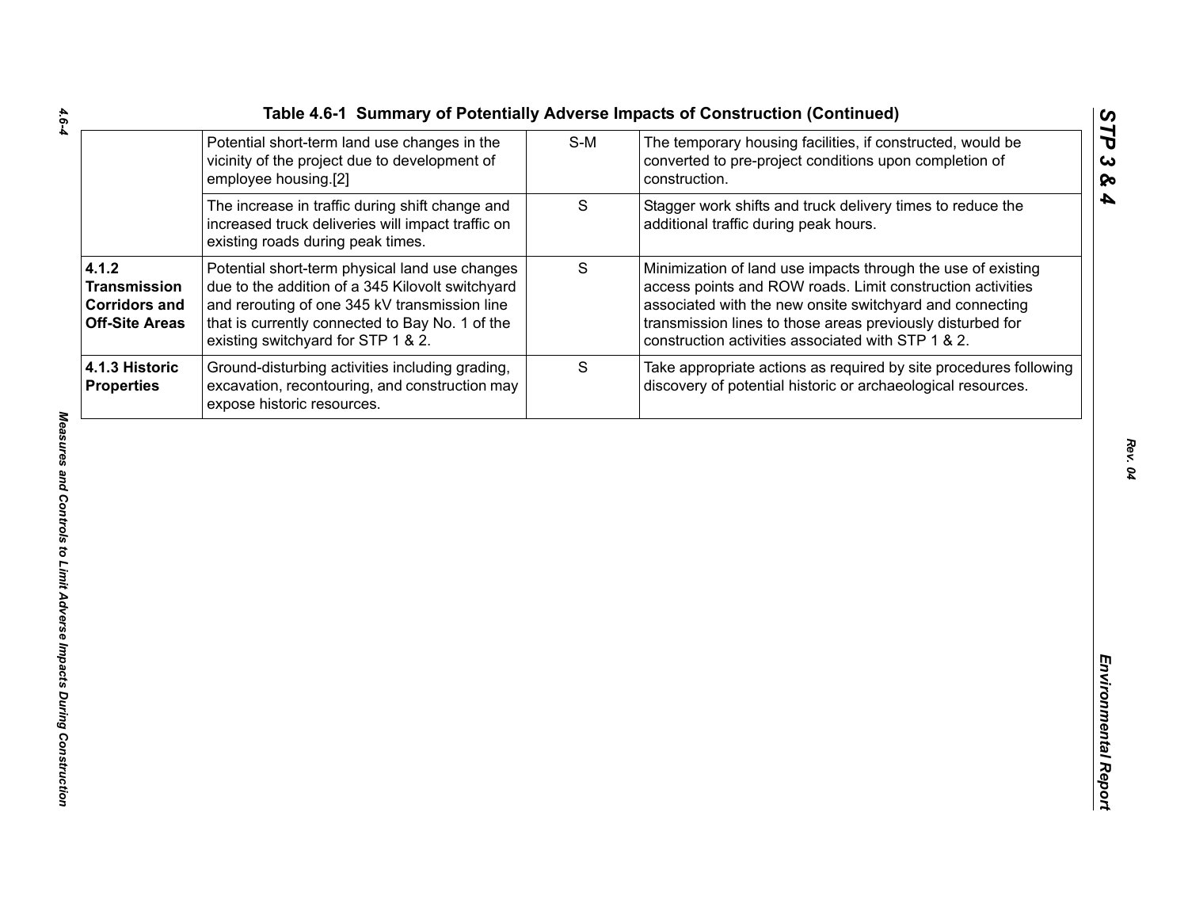## Table 4.6-1 Summary of Potentially Adverse Impacts of Construction (Continued)

| | | | |
|---|---|---|---|
| | Potential short-term land use changes in the vicinity of the project due to development of employee housing.[2] | S-M | The temporary housing facilities, if constructed, would be converted to pre-project conditions upon completion of construction. |
| | The increase in traffic during shift change and increased truck deliveries will impact traffic on existing roads during peak times. | S | Stagger work shifts and truck delivery times to reduce the additional traffic during peak hours. |
| **4.1.2 Transmission Corridors and Off-Site Areas** | Potential short-term physical land use changes due to the addition of a 345 Kilovolt switchyard and rerouting of one 345 kV transmission line that is currently connected to Bay No. 1 of the existing switchyard for STP 1 & 2. | S | Minimization of land use impacts through the use of existing access points and ROW roads. Limit construction activities associated with the new onsite switchyard and connecting transmission lines to those areas previously disturbed for construction activities associated with STP 1 & 2. |
| **4.1.3 Historic Properties** | Ground-disturbing activities including grading, excavation, recontouring, and construction may expose historic resources. | S | Take appropriate actions as required by site procedures following discovery of potential historic or archaeological resources. |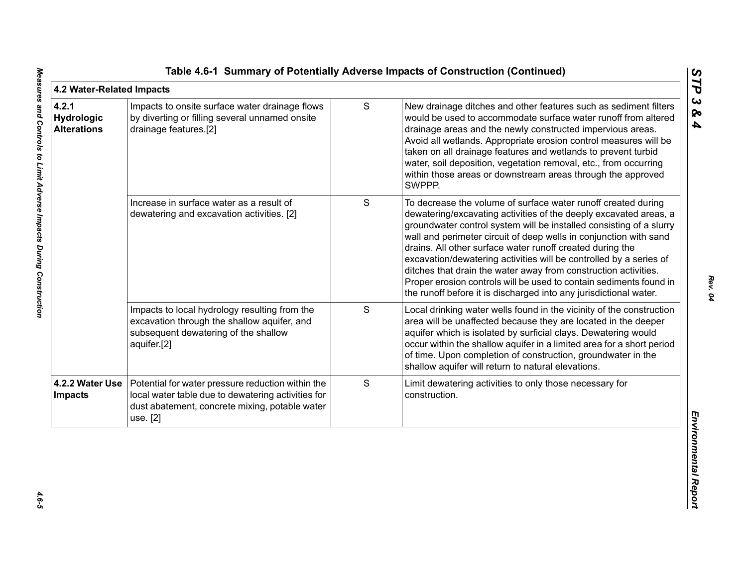Table 4.6-1 Summary of Potentially Adverse Impacts of Construction (Continued)

| 4.2 Water-Related Impacts | | | |
|---|---|---|---|
| **4.2.1 Hydrologic Alterations** | Impacts to onsite surface water drainage flows by diverting or filling several unnamed onsite drainage features.[2] | S | New drainage ditches and other features such as sediment filters would be used to accommodate surface water runoff from altered drainage areas and the newly constructed impervious areas. Avoid all wetlands. Appropriate erosion control measures will be taken on all drainage features and wetlands to prevent turbid water, soil deposition, vegetation removal, etc., from occurring within those areas or downstream areas through the approved SWPPP. |
| | Increase in surface water as a result of dewatering and excavation activities. [2] | S | To decrease the volume of surface water runoff created during dewatering/excavating activities of the deeply excavated areas, a groundwater control system will be installed consisting of a slurry wall and perimeter circuit of deep wells in conjunction with sand drains. All other surface water runoff created during the excavation/dewatering activities will be controlled by a series of ditches that drain the water away from construction activities. Proper erosion controls will be used to contain sediments found in the runoff before it is discharged into any jurisdictional water. |
| | Impacts to local hydrology resulting from the excavation through the shallow aquifer, and subsequent dewatering of the shallow aquifer.[2] | S | Local drinking water wells found in the vicinity of the construction area will be unaffected because they are located in the deeper aquifer which is isolated by surficial clays. Dewatering would occur within the shallow aquifer in a limited area for a short period of time. Upon completion of construction, groundwater in the shallow aquifer will return to natural elevations. |
| **4.2.2 Water Use Impacts** | Potential for water pressure reduction within the local water table due to dewatering activities for dust abatement, concrete mixing, potable water use. [2] | S | Limit dewatering activities to only those necessary for construction. |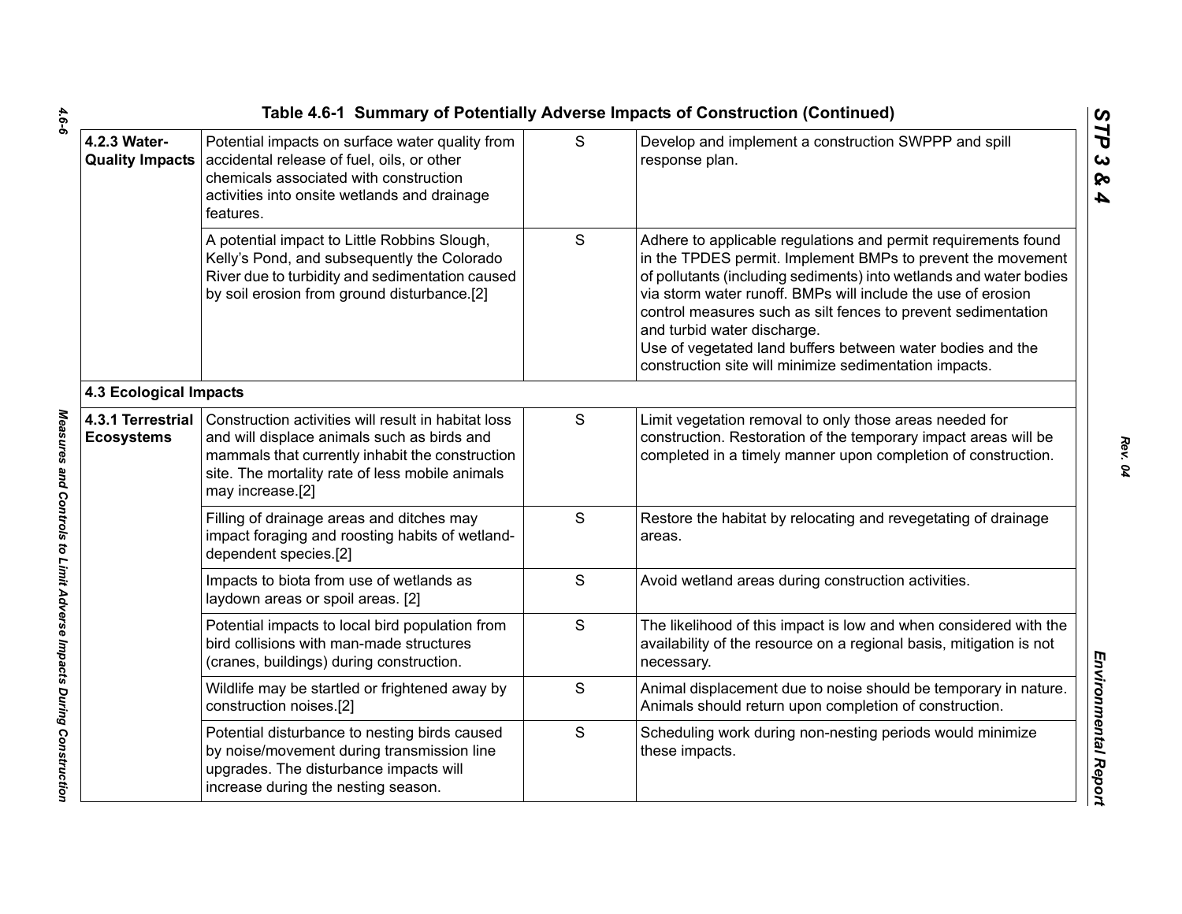Table 4.6-1 Summary of Potentially Adverse Impacts of Construction (Continued)

| | | | |
|---|---|---|---|
| **4.2.3 Water-Quality Impacts** | Potential impacts on surface water quality from accidental release of fuel, oils, or other chemicals associated with construction activities into onsite wetlands and drainage features. | S | Develop and implement a construction SWPPP and spill response plan. |
| | A potential impact to Little Robbins Slough, Kelly's Pond, and subsequently the Colorado River due to turbidity and sedimentation caused by soil erosion from ground disturbance.[2] | S | Adhere to applicable regulations and permit requirements found in the TPDES permit. Implement BMPs to prevent the movement of pollutants (including sediments) into wetlands and water bodies via storm water runoff. BMPs will include the use of erosion control measures such as silt fences to prevent sedimentation and turbid water discharge. Use of vegetated land buffers between water bodies and the construction site will minimize sedimentation impacts. |
| **4.3 Ecological Impacts** | | | |
| **4.3.1 Terrestrial Ecosystems** | Construction activities will result in habitat loss and will displace animals such as birds and mammals that currently inhabit the construction site. The mortality rate of less mobile animals may increase.[2] | S | Limit vegetation removal to only those areas needed for construction. Restoration of the temporary impact areas will be completed in a timely manner upon completion of construction. |
| | Filling of drainage areas and ditches may impact foraging and roosting habits of wetland-dependent species.[2] | S | Restore the habitat by relocating and revegetating of drainage areas. |
| | Impacts to biota from use of wetlands as laydown areas or spoil areas. [2] | S | Avoid wetland areas during construction activities. |
| | Potential impacts to local bird population from bird collisions with man-made structures (cranes, buildings) during construction. | S | The likelihood of this impact is low and when considered with the availability of the resource on a regional basis, mitigation is not necessary. |
| | Wildlife may be startled or frightened away by construction noises.[2] | S | Animal displacement due to noise should be temporary in nature. Animals should return upon completion of construction. |
| | Potential disturbance to nesting birds caused by noise/movement during transmission line upgrades. The disturbance impacts will increase during the nesting season. | S | Scheduling work during non-nesting periods would minimize these impacts. |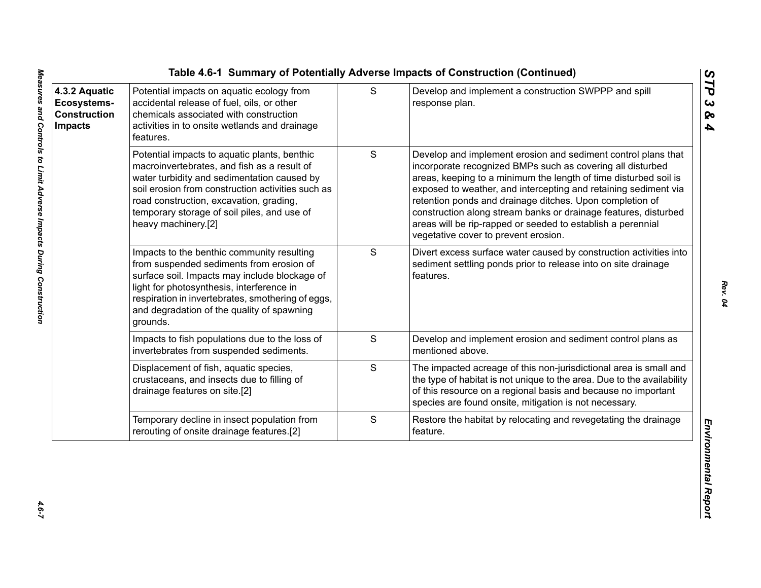## Table 4.6-1 Summary of Potentially Adverse Impacts of Construction (Continued)

| | | | |
|---|---|---|---|
| **4.3.2 Aquatic Ecosystems-Construction Impacts** | Potential impacts on aquatic ecology from accidental release of fuel, oils, or other chemicals associated with construction activities in to onsite wetlands and drainage features. | S | Develop and implement a construction SWPPP and spill response plan. |
| | Potential impacts to aquatic plants, benthic macroinvertebrates, and fish as a result of water turbidity and sedimentation caused by soil erosion from construction activities such as road construction, excavation, grading, temporary storage of soil piles, and use of heavy machinery.[2] | S | Develop and implement erosion and sediment control plans that incorporate recognized BMPs such as covering all disturbed areas, keeping to a minimum the length of time disturbed soil is exposed to weather, and intercepting and retaining sediment via retention ponds and drainage ditches. Upon completion of construction along stream banks or drainage features, disturbed areas will be rip-rapped or seeded to establish a perennial vegetative cover to prevent erosion. |
| | Impacts to the benthic community resulting from suspended sediments from erosion of surface soil. Impacts may include blockage of light for photosynthesis, interference in respiration in invertebrates, smothering of eggs, and degradation of the quality of spawning grounds. | S | Divert excess surface water caused by construction activities into sediment settling ponds prior to release into on site drainage features. |
| | Impacts to fish populations due to the loss of invertebrates from suspended sediments. | S | Develop and implement erosion and sediment control plans as mentioned above. |
| | Displacement of fish, aquatic species, crustaceans, and insects due to filling of drainage features on site.[2] | S | The impacted acreage of this non-jurisdictional area is small and the type of habitat is not unique to the area. Due to the availability of this resource on a regional basis and because no important species are found onsite, mitigation is not necessary. |
| | Temporary decline in insect population from rerouting of onsite drainage features.[2] | S | Restore the habitat by relocating and revegetating the drainage feature. |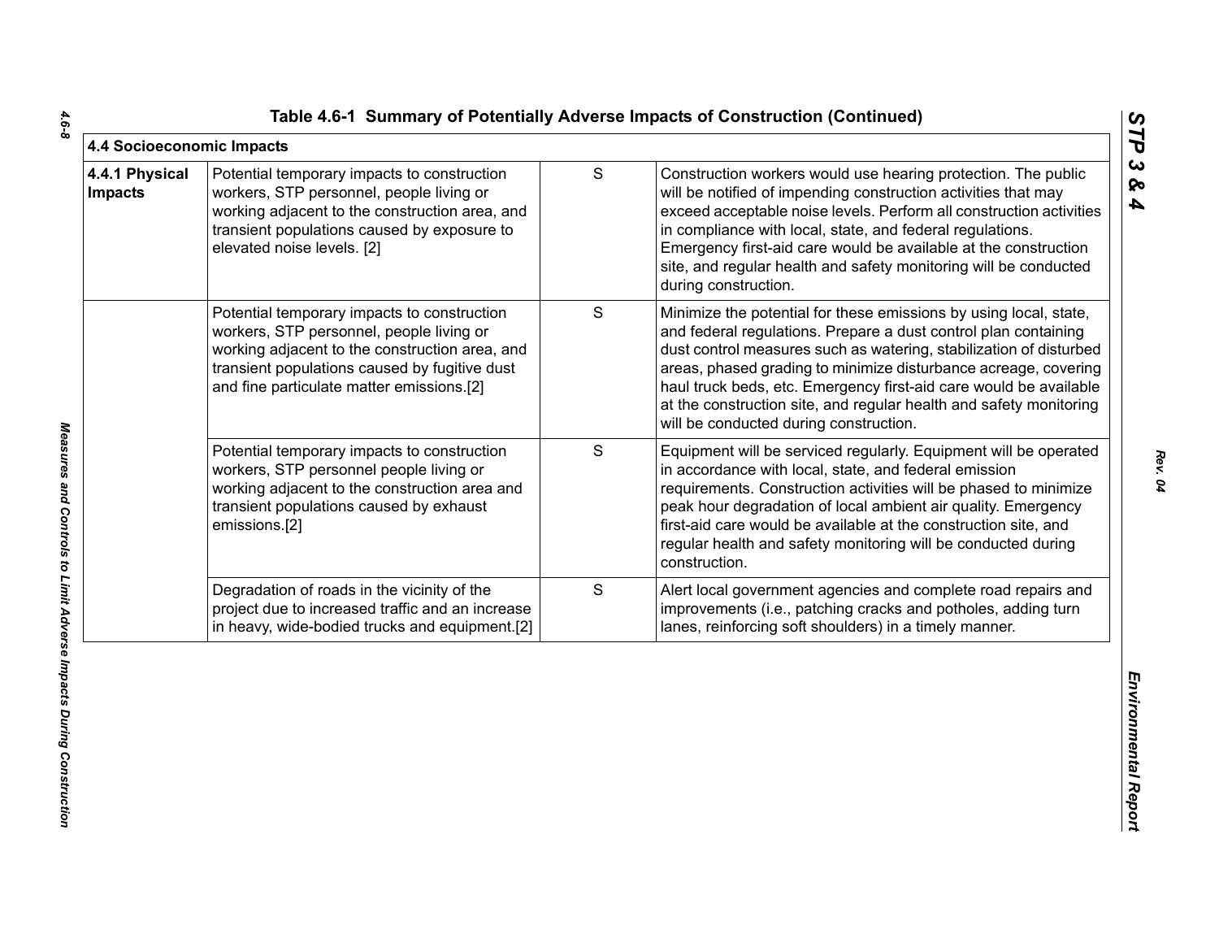Table 4.6-1 Summary of Potentially Adverse Impacts of Construction (Continued)

| 4.4 Socioeconomic Impacts | | | |
|---|---|---|---|
| **4.4.1 Physical Impacts** | Potential temporary impacts to construction workers, STP personnel, people living or working adjacent to the construction area, and transient populations caused by exposure to elevated noise levels. [2] | S | Construction workers would use hearing protection. The public will be notified of impending construction activities that may exceed acceptable noise levels. Perform all construction activities in compliance with local, state, and federal regulations. Emergency first-aid care would be available at the construction site, and regular health and safety monitoring will be conducted during construction. |
| | Potential temporary impacts to construction workers, STP personnel, people living or working adjacent to the construction area, and transient populations caused by fugitive dust and fine particulate matter emissions.[2] | S | Minimize the potential for these emissions by using local, state, and federal regulations. Prepare a dust control plan containing dust control measures such as watering, stabilization of disturbed areas, phased grading to minimize disturbance acreage, covering haul truck beds, etc. Emergency first-aid care would be available at the construction site, and regular health and safety monitoring will be conducted during construction. |
| | Potential temporary impacts to construction workers, STP personnel people living or working adjacent to the construction area and transient populations caused by exhaust emissions.[2] | S | Equipment will be serviced regularly. Equipment will be operated in accordance with local, state, and federal emission requirements. Construction activities will be phased to minimize peak hour degradation of local ambient air quality. Emergency first-aid care would be available at the construction site, and regular health and safety monitoring will be conducted during construction. |
| | Degradation of roads in the vicinity of the project due to increased traffic and an increase in heavy, wide-bodied trucks and equipment.[2] | S | Alert local government agencies and complete road repairs and improvements (i.e., patching cracks and potholes, adding turn lanes, reinforcing soft shoulders) in a timely manner. |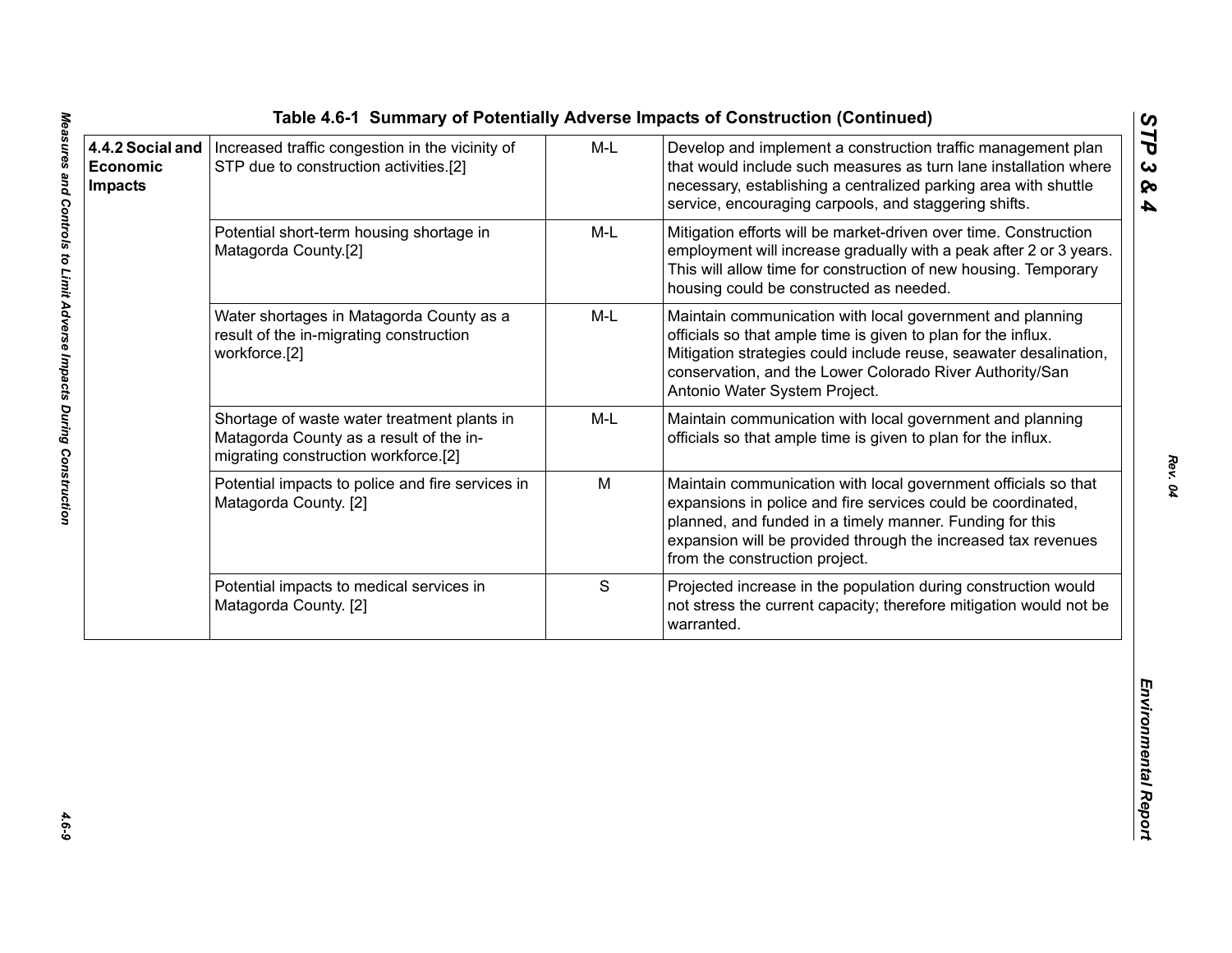**Table 4.6-1 Summary of Potentially Adverse Impacts of Construction (Continued)**

| | | | |
|---|---|---|---|
| **4.4.2 Social and Economic Impacts** | Increased traffic congestion in the vicinity of STP due to construction activities.[2] | M-L | Develop and implement a construction traffic management plan that would include such measures as turn lane installation where necessary, establishing a centralized parking area with shuttle service, encouraging carpools, and staggering shifts. |
| | Potential short-term housing shortage in Matagorda County.[2] | M-L | Mitigation efforts will be market-driven over time. Construction employment will increase gradually with a peak after 2 or 3 years. This will allow time for construction of new housing. Temporary housing could be constructed as needed. |
| | Water shortages in Matagorda County as a result of the in-migrating construction workforce.[2] | M-L | Maintain communication with local government and planning officials so that ample time is given to plan for the influx. Mitigation strategies could include reuse, seawater desalination, conservation, and the Lower Colorado River Authority/San Antonio Water System Project. |
| | Shortage of waste water treatment plants in Matagorda County as a result of the in-migrating construction workforce.[2] | M-L | Maintain communication with local government and planning officials so that ample time is given to plan for the influx. |
| | Potential impacts to police and fire services in Matagorda County. [2] | M | Maintain communication with local government officials so that expansions in police and fire services could be coordinated, planned, and funded in a timely manner. Funding for this expansion will be provided through the increased tax revenues from the construction project. |
| | Potential impacts to medical services in Matagorda County. [2] | S | Projected increase in the population during construction would not stress the current capacity; therefore mitigation would not be warranted. |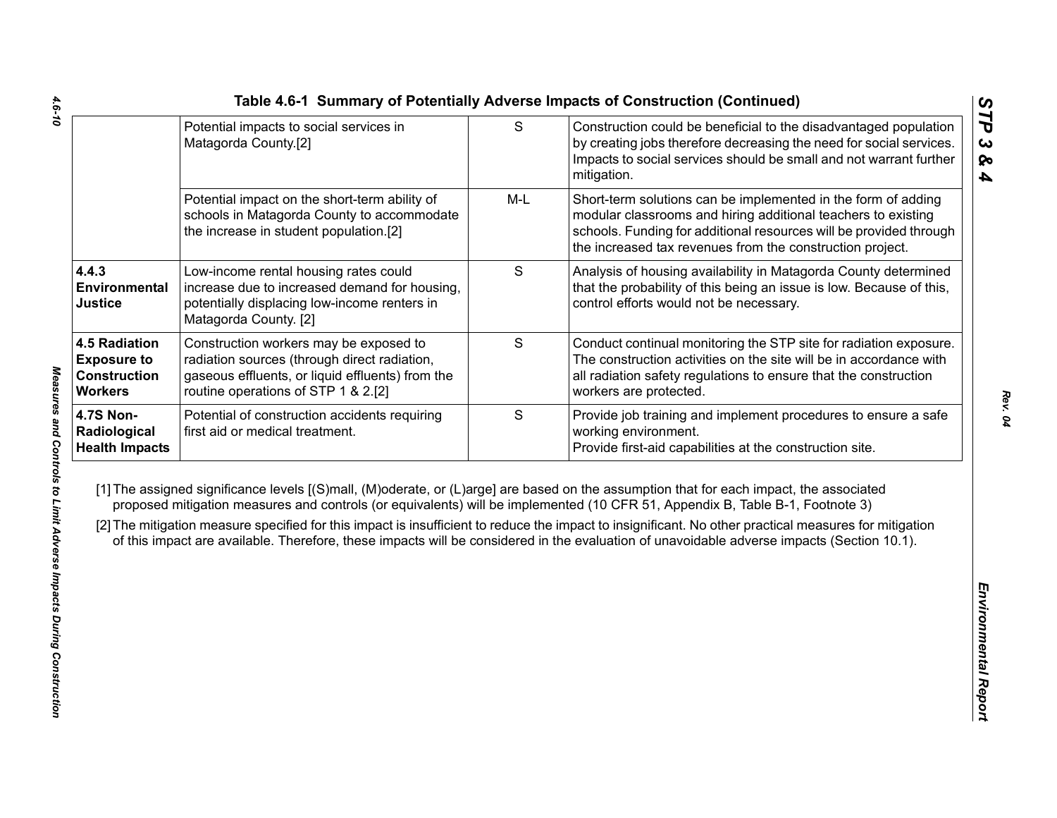**Table 4.6-1 Summary of Potentially Adverse Impacts of Construction (Continued)**

| | | | |
|---|---|---|---|
| | Potential impacts to social services in Matagorda County.[2] | S | Construction could be beneficial to the disadvantaged population by creating jobs therefore decreasing the need for social services. Impacts to social services should be small and not warrant further mitigation. |
| | Potential impact on the short-term ability of schools in Matagorda County to accommodate the increase in student population.[2] | M-L | Short-term solutions can be implemented in the form of adding modular classrooms and hiring additional teachers to existing schools. Funding for additional resources will be provided through the increased tax revenues from the construction project. |
| **4.4.3 Environmental Justice** | Low-income rental housing rates could increase due to increased demand for housing, potentially displacing low-income renters in Matagorda County. [2] | S | Analysis of housing availability in Matagorda County determined that the probability of this being an issue is low. Because of this, control efforts would not be necessary. |
| **4.5 Radiation Exposure to Construction Workers** | Construction workers may be exposed to radiation sources (through direct radiation, gaseous effluents, or liquid effluents) from the routine operations of STP 1 & 2.[2] | S | Conduct continual monitoring the STP site for radiation exposure. The construction activities on the site will be in accordance with all radiation safety regulations to ensure that the construction workers are protected. |
| **4.7S Non-Radiological Health Impacts** | Potential of construction accidents requiring first aid or medical treatment. | S | Provide job training and implement procedures to ensure a safe working environment.<br>Provide first-aid capabilities at the construction site. |

[1] The assigned significance levels [(S)mall, (M)oderate, or (L)arge] are based on the assumption that for each impact, the associated proposed mitigation measures and controls (or equivalents) will be implemented (10 CFR 51, Appendix B, Table B-1, Footnote 3)

[2] The mitigation measure specified for this impact is insufficient to reduce the impact to insignificant. No other practical measures for mitigation of this impact are available. Therefore, these impacts will be considered in the evaluation of unavoidable adverse impacts (Section 10.1).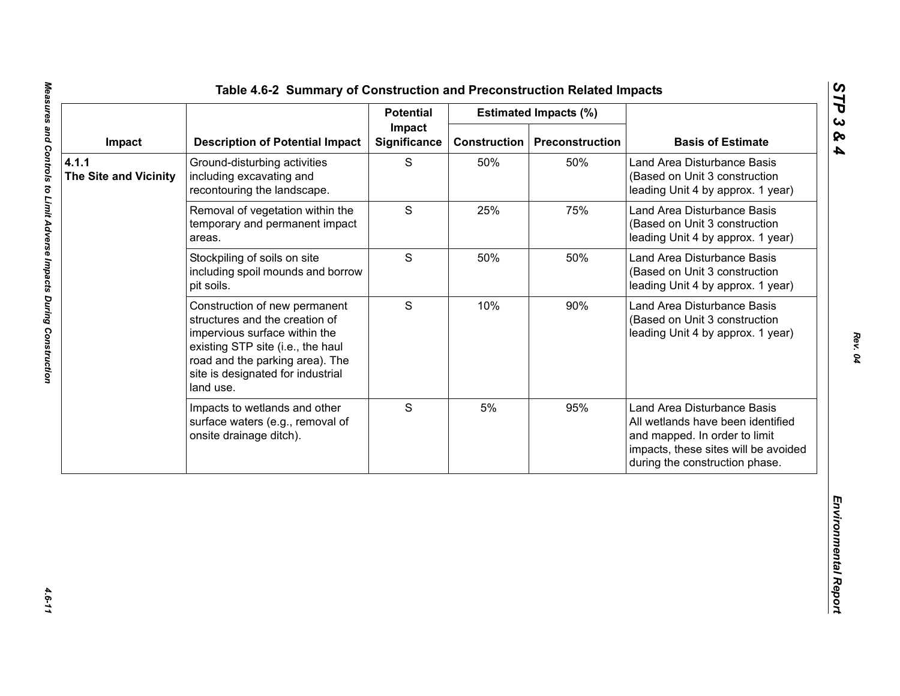## Table 4.6-2 Summary of Construction and Preconstruction Related Impacts

| Impact | Description of Potential Impact | Potential Impact Significance | Estimated Impacts (%) | | Basis of Estimate |
|---|---|---|---|---|---|
| | | | Construction | Preconstruction | |
| **4.1.1 The Site and Vicinity** | Ground-disturbing activities including excavating and recontouring the landscape. | S | 50% | 50% | Land Area Disturbance Basis (Based on Unit 3 construction leading Unit 4 by approx. 1 year) |
| | Removal of vegetation within the temporary and permanent impact areas. | S | 25% | 75% | Land Area Disturbance Basis (Based on Unit 3 construction leading Unit 4 by approx. 1 year) |
| | Stockpiling of soils on site including spoil mounds and borrow pit soils. | S | 50% | 50% | Land Area Disturbance Basis (Based on Unit 3 construction leading Unit 4 by approx. 1 year) |
| | Construction of new permanent structures and the creation of impervious surface within the existing STP site (i.e., the haul road and the parking area). The site is designated for industrial land use. | S | 10% | 90% | Land Area Disturbance Basis (Based on Unit 3 construction leading Unit 4 by approx. 1 year) |
| | Impacts to wetlands and other surface waters (e.g., removal of onsite drainage ditch). | S | 5% | 95% | Land Area Disturbance Basis All wetlands have been identified and mapped. In order to limit impacts, these sites will be avoided during the construction phase. |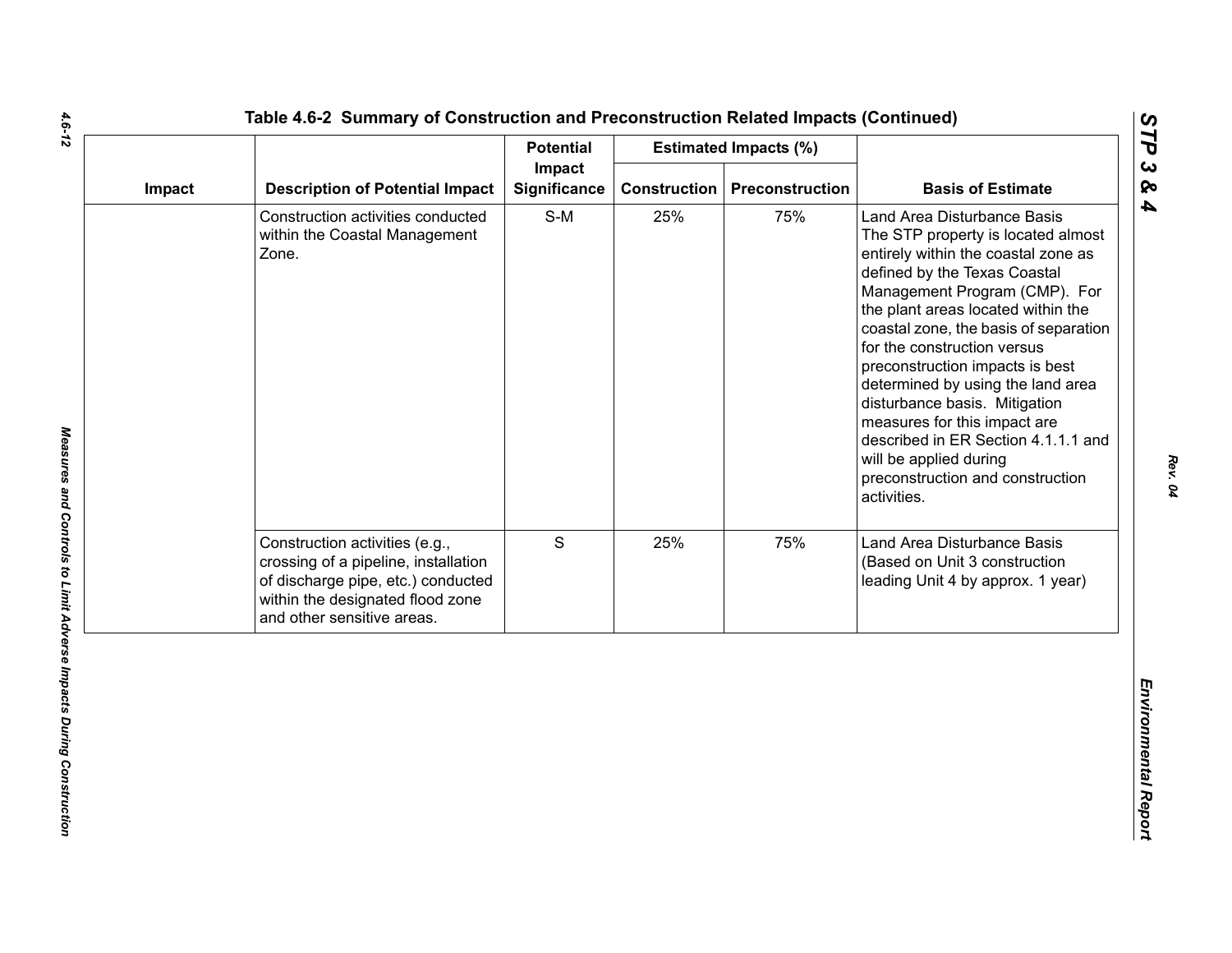Table 4.6-2 Summary of Construction and Preconstruction Related Impacts (Continued)

| Impact | Description of Potential Impact | Potential Impact Significance | Estimated Impacts (%) | | Basis of Estimate |
|---|---|---|---|---|---|
| | | | Construction | Preconstruction | |
| | Construction activities conducted within the Coastal Management Zone. | S-M | 25% | 75% | Land Area Disturbance Basis The STP property is located almost entirely within the coastal zone as defined by the Texas Coastal Management Program (CMP). For the plant areas located within the coastal zone, the basis of separation for the construction versus preconstruction impacts is best determined by using the land area disturbance basis. Mitigation measures for this impact are described in ER Section 4.1.1.1 and will be applied during preconstruction and construction activities. |
| | Construction activities (e.g., crossing of a pipeline, installation of discharge pipe, etc.) conducted within the designated flood zone and other sensitive areas. | S | 25% | 75% | Land Area Disturbance Basis (Based on Unit 3 construction leading Unit 4 by approx. 1 year) |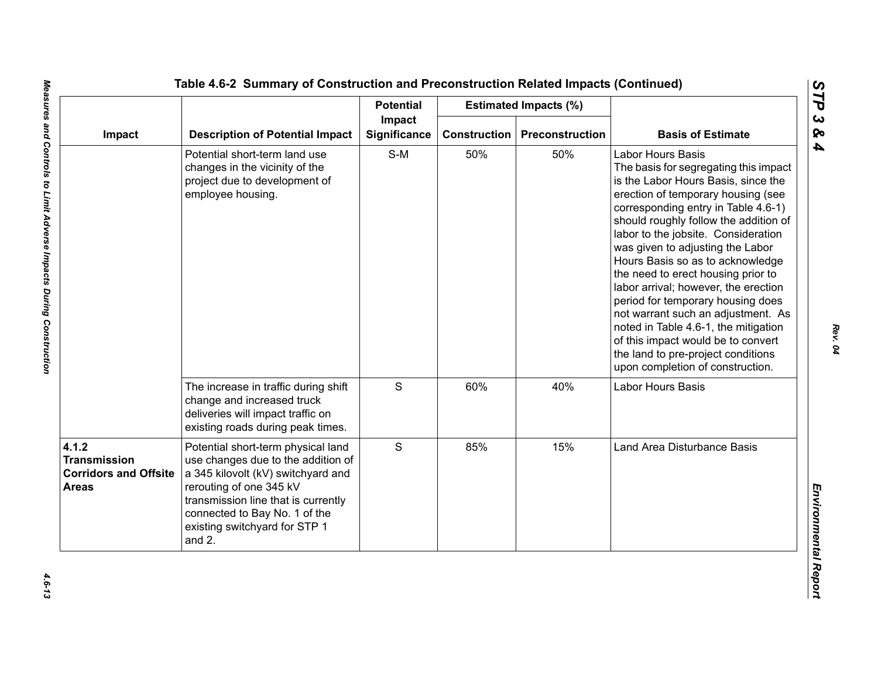**Table 4.6-2 Summary of Construction and Preconstruction Related Impacts (Continued)**

| Impact | Description of Potential Impact | Potential Impact Significance | Estimated Impacts (%) | | Basis of Estimate |
|---|---|---|---|---|---|
| | | | Construction | Preconstruction | |
| | Potential short-term land use changes in the vicinity of the project due to development of employee housing. | S-M | 50% | 50% | Labor Hours Basis<br>The basis for segregating this impact is the Labor Hours Basis, since the erection of temporary housing (see corresponding entry in Table 4.6-1) should roughly follow the addition of labor to the jobsite. Consideration was given to adjusting the Labor Hours Basis so as to acknowledge the need to erect housing prior to labor arrival; however, the erection period for temporary housing does not warrant such an adjustment. As noted in Table 4.6-1, the mitigation of this impact would be to convert the land to pre-project conditions upon completion of construction. |
| | The increase in traffic during shift change and increased truck deliveries will impact traffic on existing roads during peak times. | S | 60% | 40% | Labor Hours Basis |
| **4.1.2 Transmission Corridors and Offsite Areas** | Potential short-term physical land use changes due to the addition of a 345 kilovolt (kV) switchyard and rerouting of one 345 kV transmission line that is currently connected to Bay No. 1 of the existing switchyard for STP 1 and 2. | S | 85% | 15% | Land Area Disturbance Basis |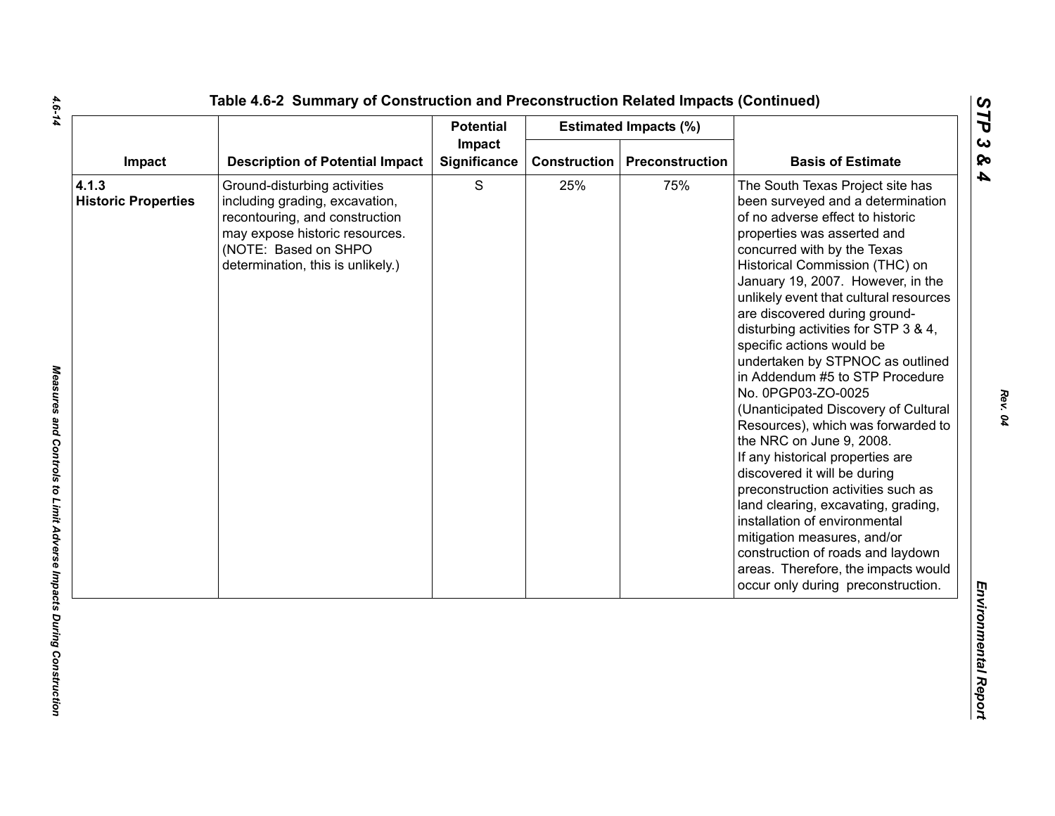## Table 4.6-2 Summary of Construction and Preconstruction Related Impacts (Continued)

| Impact | Description of Potential Impact | Potential Impact Significance | Estimated Impacts (%) | | Basis of Estimate |
|---|---|---|---|---|---|
| | | | Construction | Preconstruction | |
| **4.1.3 Historic Properties** | Ground-disturbing activities including grading, excavation, recontouring, and construction may expose historic resources. (NOTE: Based on SHPO determination, this is unlikely.) | S | 25% | 75% | The South Texas Project site has been surveyed and a determination of no adverse effect to historic properties was asserted and concurred with by the Texas Historical Commission (THC) on January 19, 2007. However, in the unlikely event that cultural resources are discovered during ground-disturbing activities for STP 3 & 4, specific actions would be undertaken by STPNOC as outlined in Addendum #5 to STP Procedure No. 0PGP03-ZO-0025 (Unanticipated Discovery of Cultural Resources), which was forwarded to the NRC on June 9, 2008. If any historical properties are discovered it will be during preconstruction activities such as land clearing, excavating, grading, installation of environmental mitigation measures, and/or construction of roads and laydown areas. Therefore, the impacts would occur only during preconstruction. |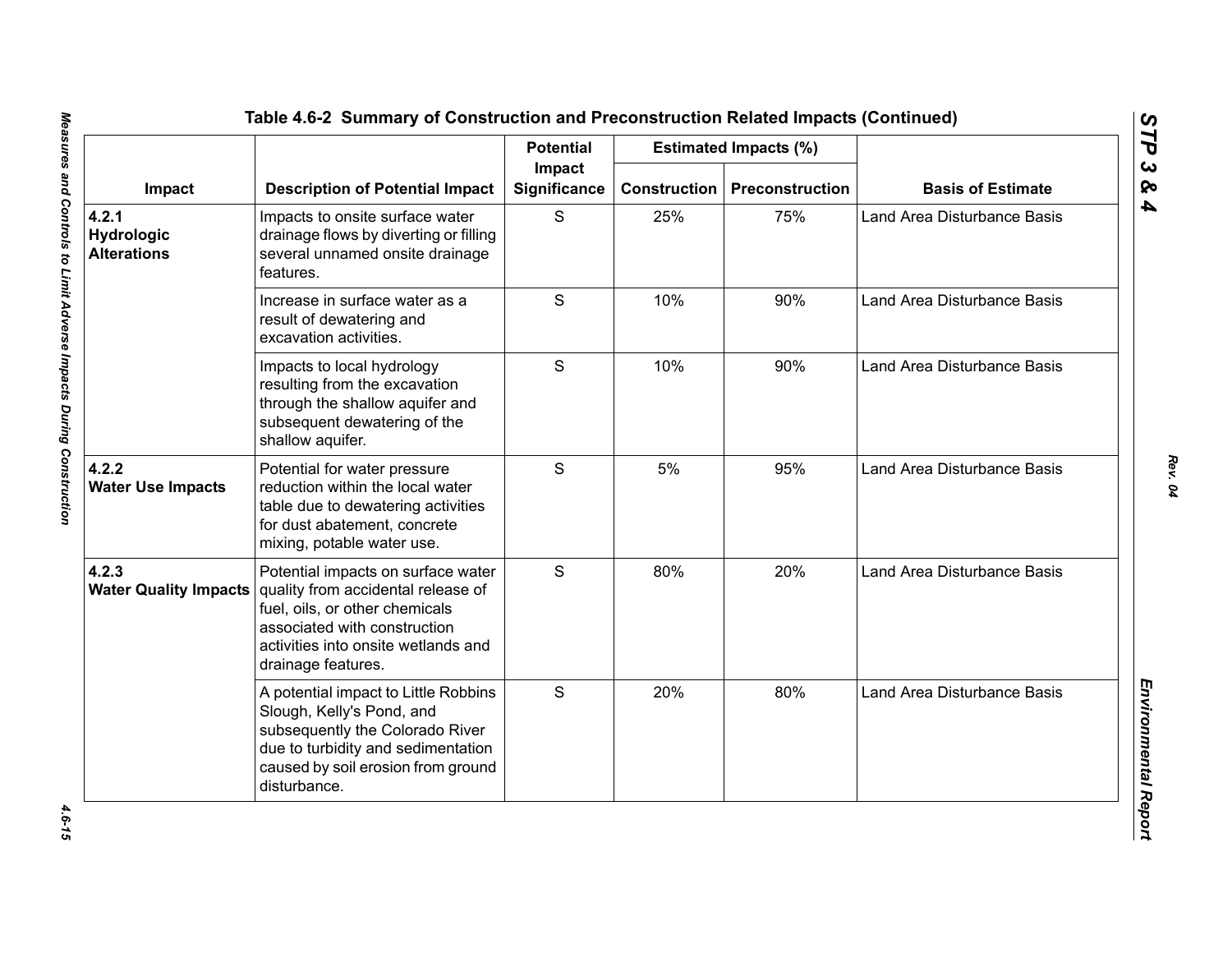Table 4.6-2 Summary of Construction and Preconstruction Related Impacts (Continued)

| Impact | Description of Potential Impact | Potential Impact Significance | Estimated Impacts (%) | | Basis of Estimate |
|---|---|---|---|---|---|
| | | | Construction | Preconstruction | |
| **4.2.1 Hydrologic Alterations** | Impacts to onsite surface water drainage flows by diverting or filling several unnamed onsite drainage features. | S | 25% | 75% | Land Area Disturbance Basis |
| | Increase in surface water as a result of dewatering and excavation activities. | S | 10% | 90% | Land Area Disturbance Basis |
| | Impacts to local hydrology resulting from the excavation through the shallow aquifer and subsequent dewatering of the shallow aquifer. | S | 10% | 90% | Land Area Disturbance Basis |
| **4.2.2 Water Use Impacts** | Potential for water pressure reduction within the local water table due to dewatering activities for dust abatement, concrete mixing, potable water use. | S | 5% | 95% | Land Area Disturbance Basis |
| **4.2.3 Water Quality Impacts** | Potential impacts on surface water quality from accidental release of fuel, oils, or other chemicals associated with construction activities into onsite wetlands and drainage features. | S | 80% | 20% | Land Area Disturbance Basis |
| | A potential impact to Little Robbins Slough, Kelly's Pond, and subsequently the Colorado River due to turbidity and sedimentation caused by soil erosion from ground disturbance. | S | 20% | 80% | Land Area Disturbance Basis |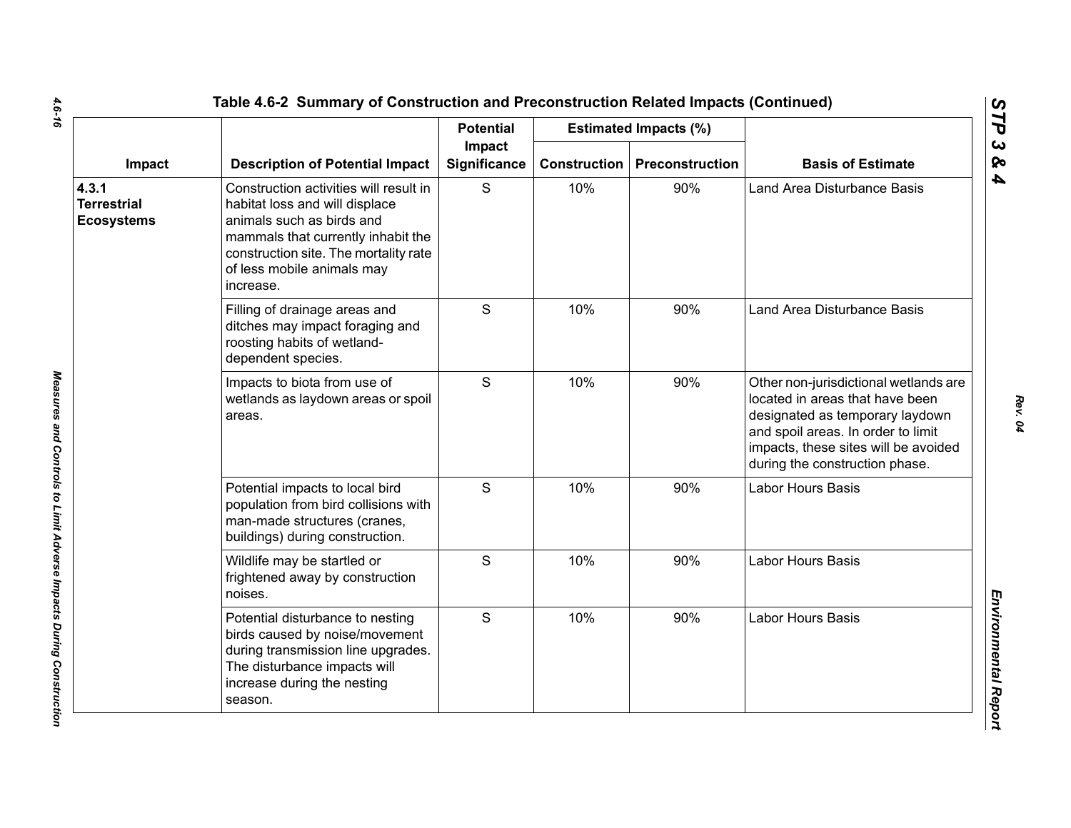## Table 4.6-2 Summary of Construction and Preconstruction Related Impacts (Continued)

| Impact | Description of Potential Impact | Potential Impact Significance | Estimated Impacts (%) | | Basis of Estimate |
|---|---|---|---|---|---|
| | | | Construction | Preconstruction | |
| **4.3.1 Terrestrial Ecosystems** | Construction activities will result in habitat loss and will displace animals such as birds and mammals that currently inhabit the construction site. The mortality rate of less mobile animals may increase. | S | 10% | 90% | Land Area Disturbance Basis |
| | Filling of drainage areas and ditches may impact foraging and roosting habits of wetland-dependent species. | S | 10% | 90% | Land Area Disturbance Basis |
| | Impacts to biota from use of wetlands as laydown areas or spoil areas. | S | 10% | 90% | Other non-jurisdictional wetlands are located in areas that have been designated as temporary laydown and spoil areas. In order to limit impacts, these sites will be avoided during the construction phase. |
| | Potential impacts to local bird population from bird collisions with man-made structures (cranes, buildings) during construction. | S | 10% | 90% | Labor Hours Basis |
| | Wildlife may be startled or frightened away by construction noises. | S | 10% | 90% | Labor Hours Basis |
| | Potential disturbance to nesting birds caused by noise/movement during transmission line upgrades. The disturbance impacts will increase during the nesting season. | S | 10% | 90% | Labor Hours Basis |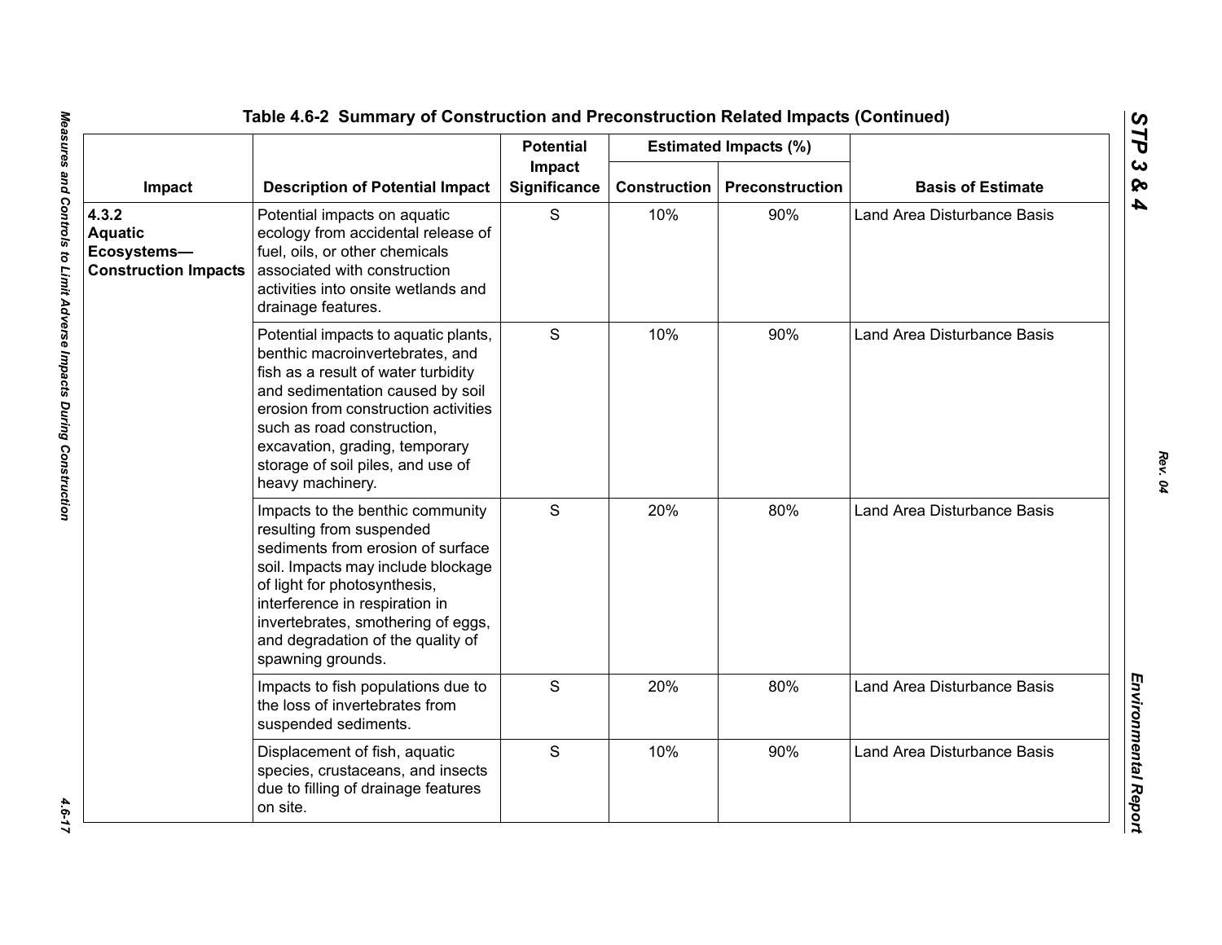### Table 4.6-2 Summary of Construction and Preconstruction Related Impacts (Continued)

| Impact | Description of Potential Impact | Potential Impact Significance | Estimated Impacts (%) | | Basis of Estimate |
|---|---|---|---|---|---|
| | | | Construction | Preconstruction | |
| **4.3.2 Aquatic Ecosystems—Construction Impacts** | Potential impacts on aquatic ecology from accidental release of fuel, oils, or other chemicals associated with construction activities into onsite wetlands and drainage features. | S | 10% | 90% | Land Area Disturbance Basis |
| | Potential impacts to aquatic plants, benthic macroinvertebrates, and fish as a result of water turbidity and sedimentation caused by soil erosion from construction activities such as road construction, excavation, grading, temporary storage of soil piles, and use of heavy machinery. | S | 10% | 90% | Land Area Disturbance Basis |
| | Impacts to the benthic community resulting from suspended sediments from erosion of surface soil. Impacts may include blockage of light for photosynthesis, interference in respiration in invertebrates, smothering of eggs, and degradation of the quality of spawning grounds. | S | 20% | 80% | Land Area Disturbance Basis |
| | Impacts to fish populations due to the loss of invertebrates from suspended sediments. | S | 20% | 80% | Land Area Disturbance Basis |
| | Displacement of fish, aquatic species, crustaceans, and insects due to filling of drainage features on site. | S | 10% | 90% | Land Area Disturbance Basis |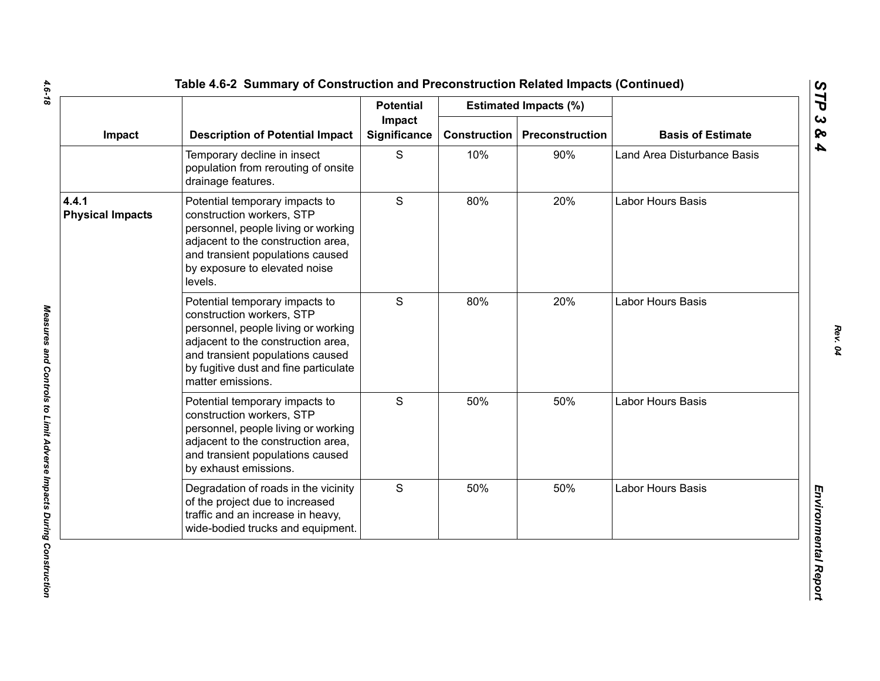**Table 4.6-2 Summary of Construction and Preconstruction Related Impacts (Continued)**

| Impact | Description of Potential Impact | Potential Impact Significance | Estimated Impacts (%) | | Basis of Estimate |
|---|---|---|---|---|---|
| | | | Construction | Preconstruction | |
| | Temporary decline in insect population from rerouting of onsite drainage features. | S | 10% | 90% | Land Area Disturbance Basis |
| **4.4.1 Physical Impacts** | Potential temporary impacts to construction workers, STP personnel, people living or working adjacent to the construction area, and transient populations caused by exposure to elevated noise levels. | S | 80% | 20% | Labor Hours Basis |
| | Potential temporary impacts to construction workers, STP personnel, people living or working adjacent to the construction area, and transient populations caused by fugitive dust and fine particulate matter emissions. | S | 80% | 20% | Labor Hours Basis |
| | Potential temporary impacts to construction workers, STP personnel, people living or working adjacent to the construction area, and transient populations caused by exhaust emissions. | S | 50% | 50% | Labor Hours Basis |
| | Degradation of roads in the vicinity of the project due to increased traffic and an increase in heavy, wide-bodied trucks and equipment. | S | 50% | 50% | Labor Hours Basis |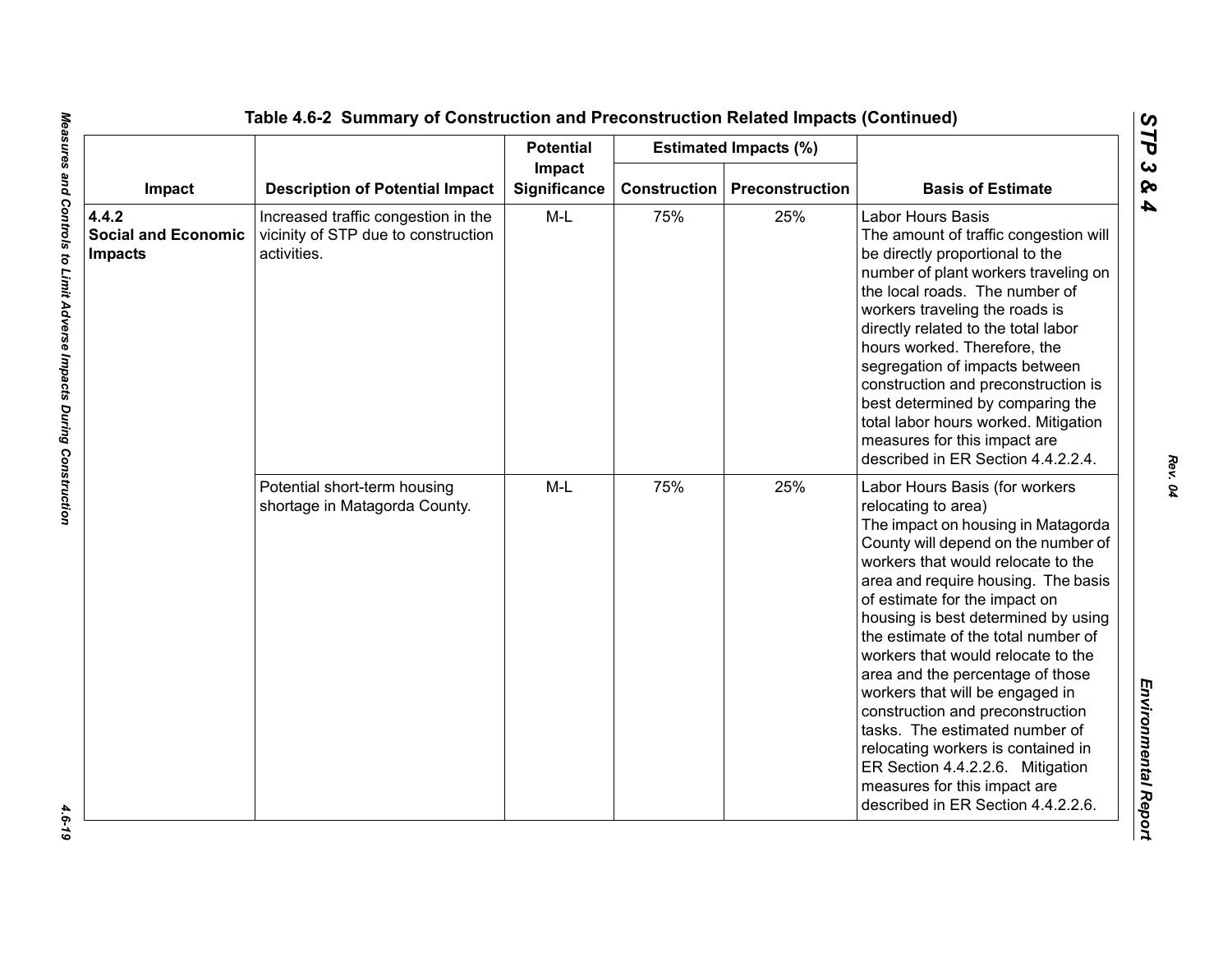### Table 4.6-2 Summary of Construction and Preconstruction Related Impacts (Continued)

| Impact | Description of Potential Impact | Potential Impact Significance | Estimated Impacts (%) | | Basis of Estimate |
|---|---|---|---|---|---|
| | | | Construction | Preconstruction | |
| **4.4.2 Social and Economic Impacts** | Increased traffic congestion in the vicinity of STP due to construction activities. | M-L | 75% | 25% | Labor Hours Basis<br>The amount of traffic congestion will be directly proportional to the number of plant workers traveling on the local roads. The number of workers traveling the roads is directly related to the total labor hours worked. Therefore, the segregation of impacts between construction and preconstruction is best determined by comparing the total labor hours worked. Mitigation measures for this impact are described in ER Section 4.4.2.2.4. |
| | Potential short-term housing shortage in Matagorda County. | M-L | 75% | 25% | Labor Hours Basis (for workers relocating to area)<br>The impact on housing in Matagorda County will depend on the number of workers that would relocate to the area and require housing. The basis of estimate for the impact on housing is best determined by using the estimate of the total number of workers that would relocate to the area and the percentage of those workers that will be engaged in construction and preconstruction tasks. The estimated number of relocating workers is contained in ER Section 4.4.2.2.6. Mitigation measures for this impact are described in ER Section 4.4.2.2.6. |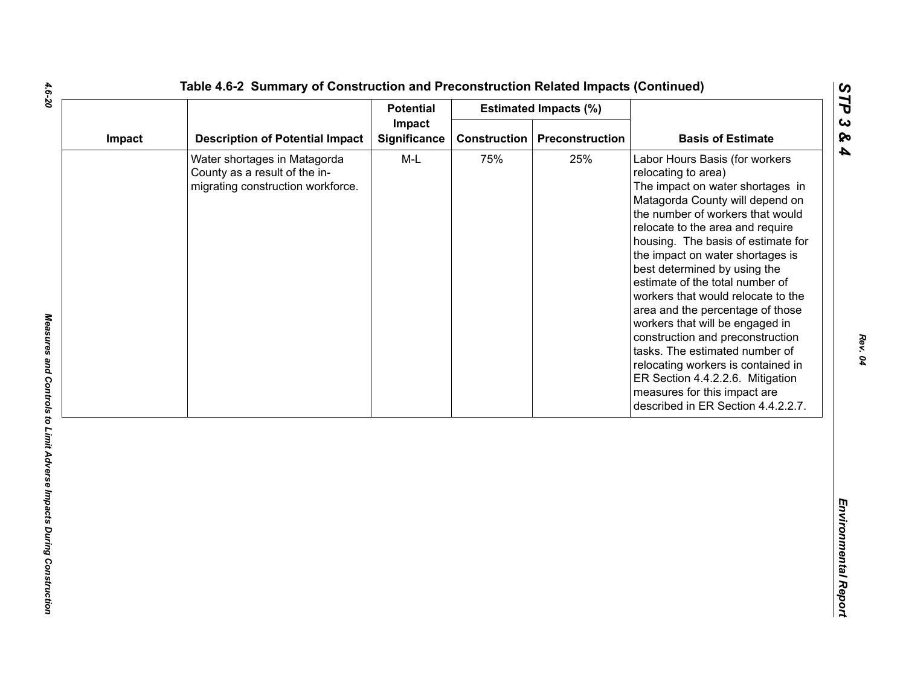## Table 4.6-2 Summary of Construction and Preconstruction Related Impacts (Continued)

| Impact | Description of Potential Impact | Potential Impact Significance | Estimated Impacts (%) | | Basis of Estimate |
|---|---|---|---|---|---|
| | | | Construction | Preconstruction | |
| | Water shortages in Matagorda County as a result of the in-migrating construction workforce. | M-L | 75% | 25% | Labor Hours Basis (for workers relocating to area) The impact on water shortages in Matagorda County will depend on the number of workers that would relocate to the area and require housing. The basis of estimate for the impact on water shortages is best determined by using the estimate of the total number of workers that would relocate to the area and the percentage of those workers that will be engaged in construction and preconstruction tasks. The estimated number of relocating workers is contained in ER Section 4.4.2.2.6. Mitigation measures for this impact are described in ER Section 4.4.2.2.7. |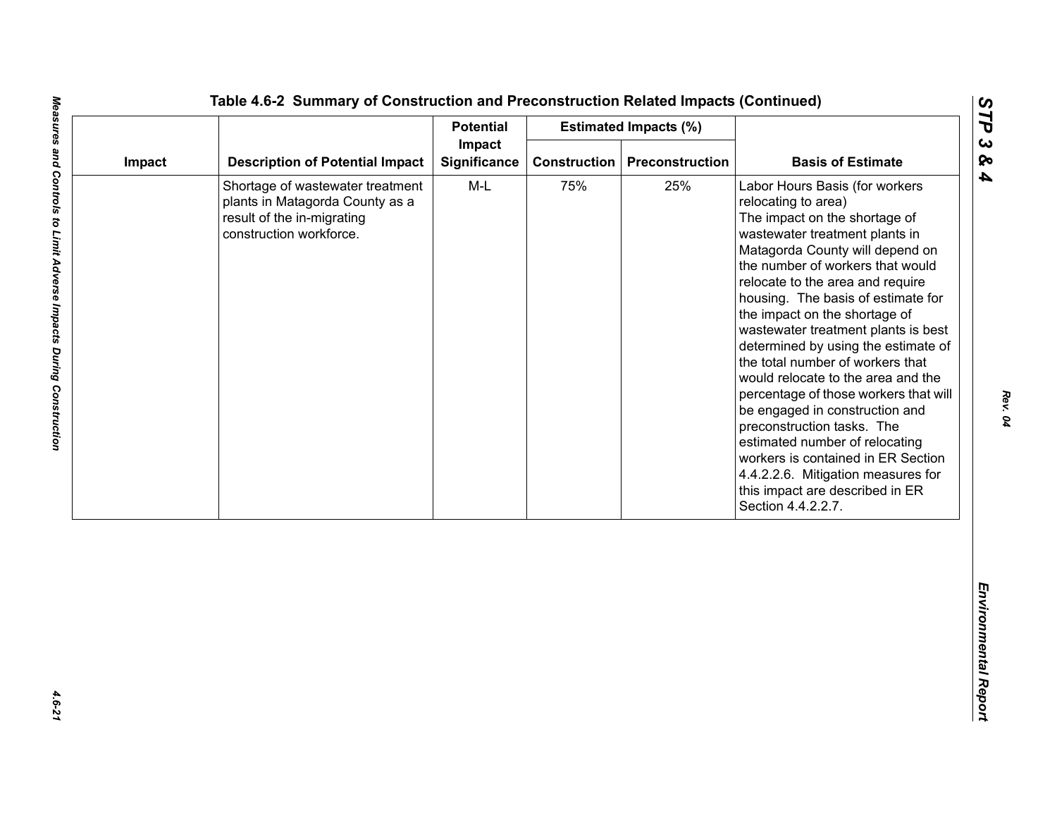**Table 4.6-2 Summary of Construction and Preconstruction Related Impacts (Continued)**

| Impact | Description of Potential Impact | Potential Impact Significance | Estimated Impacts (%) | | Basis of Estimate |
|---|---|---|---|---|---|
| | | | Construction | Preconstruction | |
| | Shortage of wastewater treatment plants in Matagorda County as a result of the in-migrating construction workforce. | M-L | 75% | 25% | Labor Hours Basis (for workers relocating to area) The impact on the shortage of wastewater treatment plants in Matagorda County will depend on the number of workers that would relocate to the area and require housing. The basis of estimate for the impact on the shortage of wastewater treatment plants is best determined by using the estimate of the total number of workers that would relocate to the area and the percentage of those workers that will be engaged in construction and preconstruction tasks. The estimated number of relocating workers is contained in ER Section 4.4.2.2.6. Mitigation measures for this impact are described in ER Section 4.4.2.2.7. |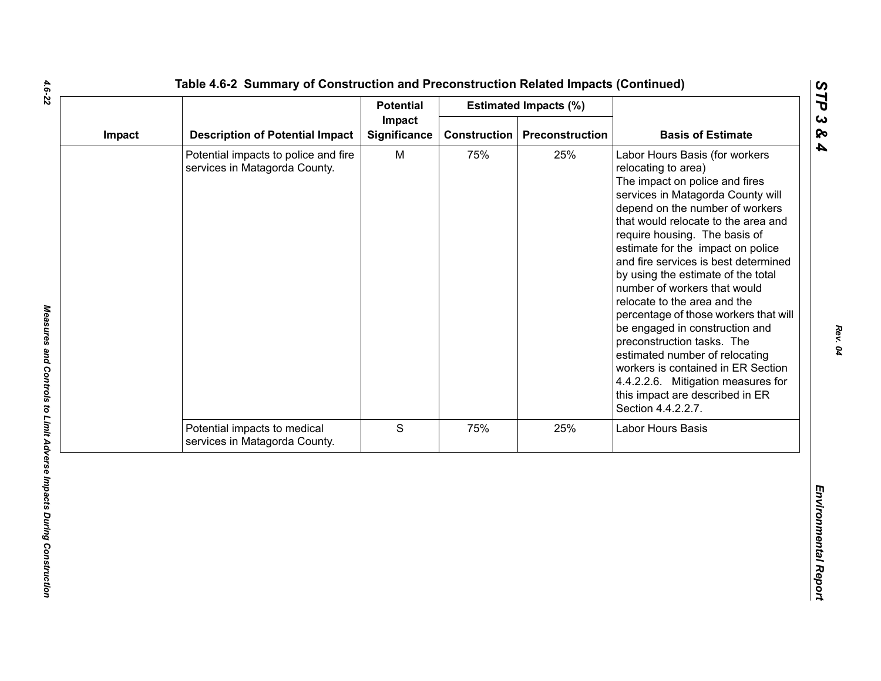## Table 4.6-2 Summary of Construction and Preconstruction Related Impacts (Continued)

| Impact | Description of Potential Impact | Potential Impact Significance | Estimated Impacts (%) | | Basis of Estimate |
|---|---|---|---|---|---|
| | | | Construction | Preconstruction | |
| | Potential impacts to police and fire services in Matagorda County. | M | 75% | 25% | Labor Hours Basis (for workers relocating to area) The impact on police and fires services in Matagorda County will depend on the number of workers that would relocate to the area and require housing. The basis of estimate for the impact on police and fire services is best determined by using the estimate of the total number of workers that would relocate to the area and the percentage of those workers that will be engaged in construction and preconstruction tasks. The estimated number of relocating workers is contained in ER Section 4.4.2.2.6. Mitigation measures for this impact are described in ER Section 4.4.2.2.7. |
| | Potential impacts to medical services in Matagorda County. | S | 75% | 25% | Labor Hours Basis |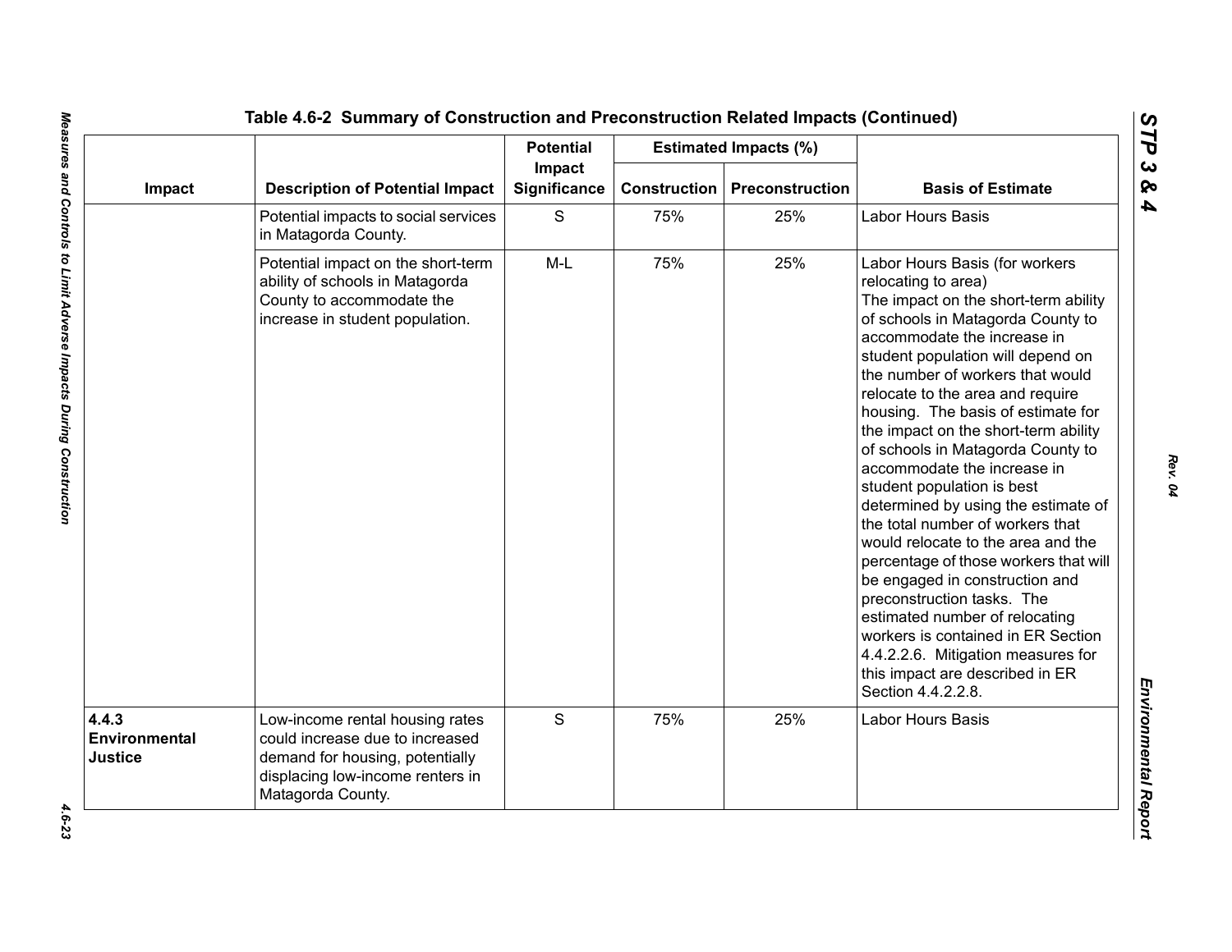Table 4.6-2 Summary of Construction and Preconstruction Related Impacts (Continued)

| Impact | Description of Potential Impact | Potential Impact Significance | Estimated Impacts (%) | | Basis of Estimate |
|---|---|---|---|---|---|
| | | | Construction | Preconstruction | |
| | Potential impacts to social services in Matagorda County. | S | 75% | 25% | Labor Hours Basis |
| | Potential impact on the short-term ability of schools in Matagorda County to accommodate the increase in student population. | M-L | 75% | 25% | Labor Hours Basis (for workers relocating to area) The impact on the short-term ability of schools in Matagorda County to accommodate the increase in student population will depend on the number of workers that would relocate to the area and require housing. The basis of estimate for the impact on the short-term ability of schools in Matagorda County to accommodate the increase in student population is best determined by using the estimate of the total number of workers that would relocate to the area and the percentage of those workers that will be engaged in construction and preconstruction tasks. The estimated number of relocating workers is contained in ER Section 4.4.2.2.6. Mitigation measures for this impact are described in ER Section 4.4.2.2.8. |
| **4.4.3 Environmental Justice** | Low-income rental housing rates could increase due to increased demand for housing, potentially displacing low-income renters in Matagorda County. | S | 75% | 25% | Labor Hours Basis |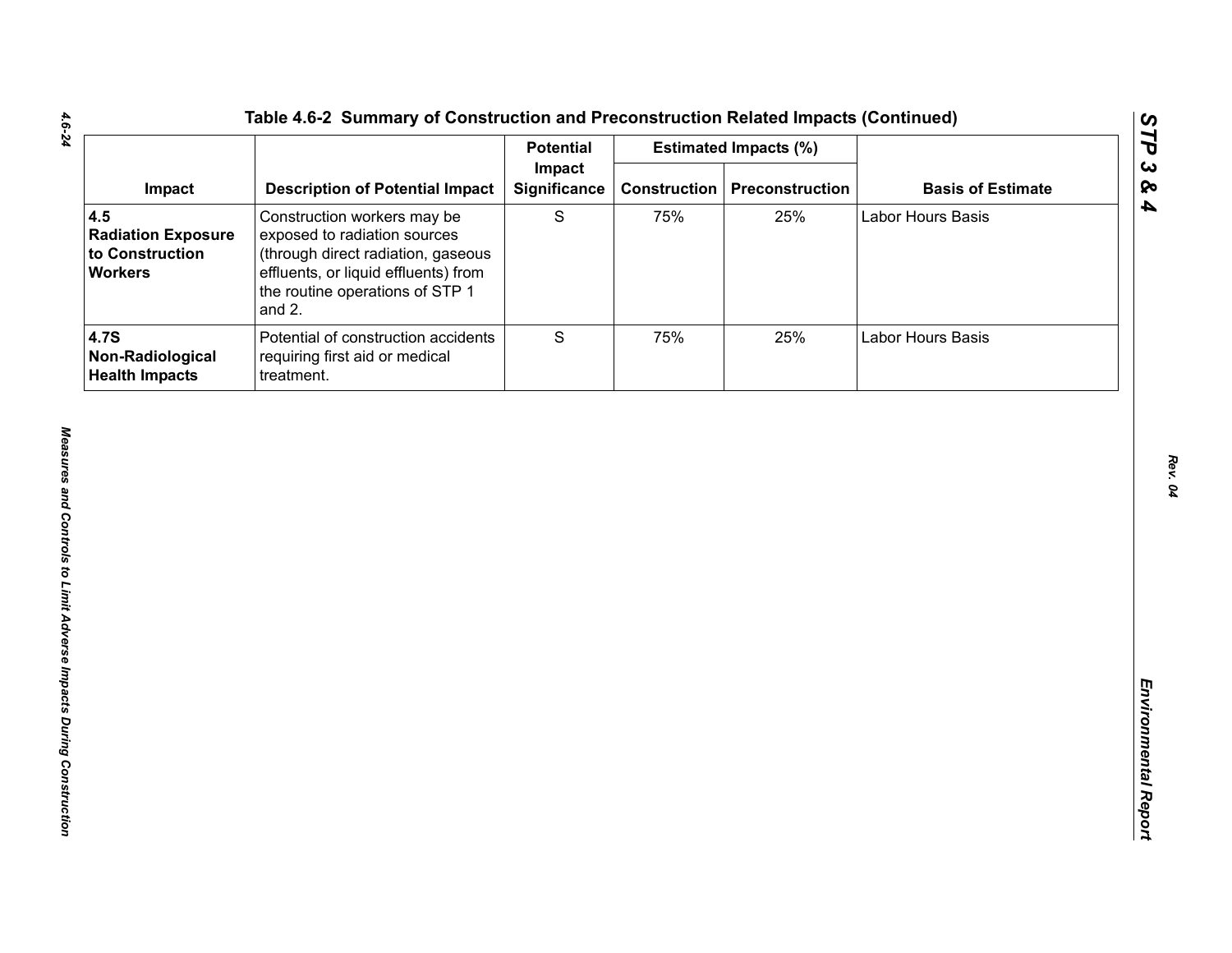Table 4.6-2 Summary of Construction and Preconstruction Related Impacts (Continued)

| Impact | Description of Potential Impact | Potential Impact Significance | Estimated Impacts (%) | | Basis of Estimate |
|---|---|---|---|---|---|
| | | | Construction | Preconstruction | |
| **4.5 Radiation Exposure to Construction Workers** | Construction workers may be exposed to radiation sources (through direct radiation, gaseous effluents, or liquid effluents) from the routine operations of STP 1 and 2. | S | 75% | 25% | Labor Hours Basis |
| **4.7S Non-Radiological Health Impacts** | Potential of construction accidents requiring first aid or medical treatment. | S | 75% | 25% | Labor Hours Basis |